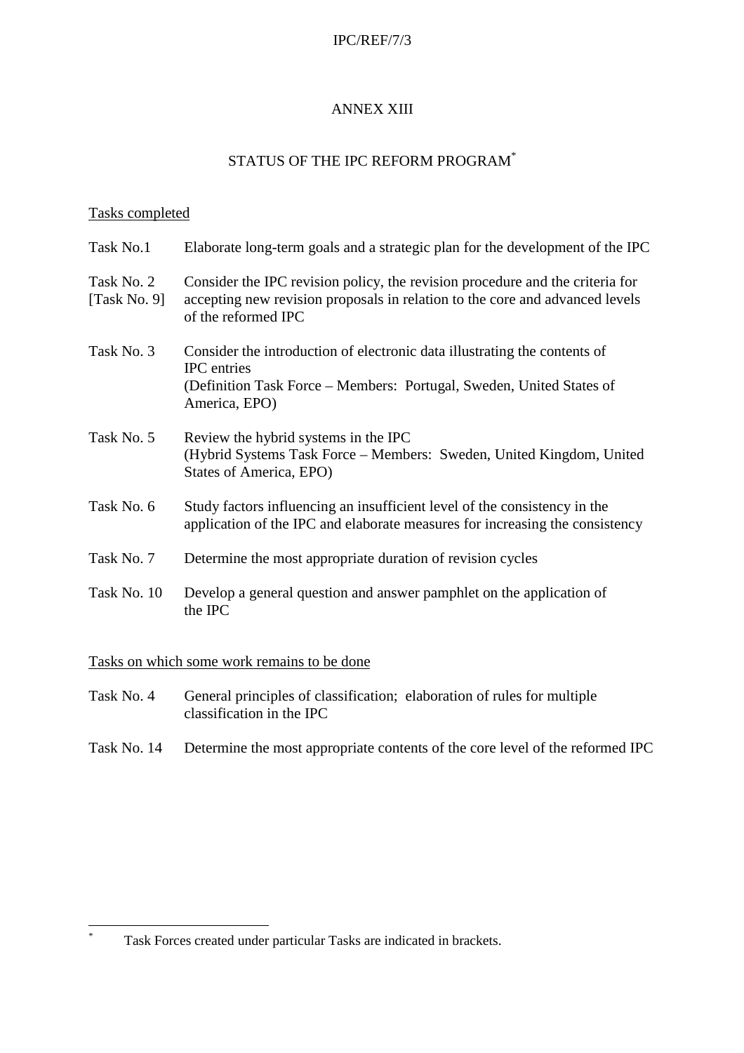# ANNEX XIII

## STATUS OF THE IPC REFORM PROGRAM*

Tasks completed

| | |
|---|---|
| Task No.1 | Elaborate long-term goals and a strategic plan for the development of the IPC |
| Task No. 2 [Task No. 9] | Consider the IPC revision policy, the revision procedure and the criteria for accepting new revision proposals in relation to the core and advanced levels of the reformed IPC |
| Task No. 3 | Consider the introduction of electronic data illustrating the contents of IPC entries (Definition Task Force – Members: Portugal, Sweden, United States of America, EPO) |
| Task No. 5 | Review the hybrid systems in the IPC (Hybrid Systems Task Force – Members: Sweden, United Kingdom, United States of America, EPO) |
| Task No. 6 | Study factors influencing an insufficient level of the consistency in the application of the IPC and elaborate measures for increasing the consistency |
| Task No. 7 | Determine the most appropriate duration of revision cycles |
| Task No. 10 | Develop a general question and answer pamphlet on the application of the IPC |

Tasks on which some work remains to be done

| | |
|---|---|
| Task No. 4 | General principles of classification; elaboration of rules for multiple classification in the IPC |
| Task No. 14 | Determine the most appropriate contents of the core level of the reformed IPC |

* Task Forces created under particular Tasks are indicated in brackets.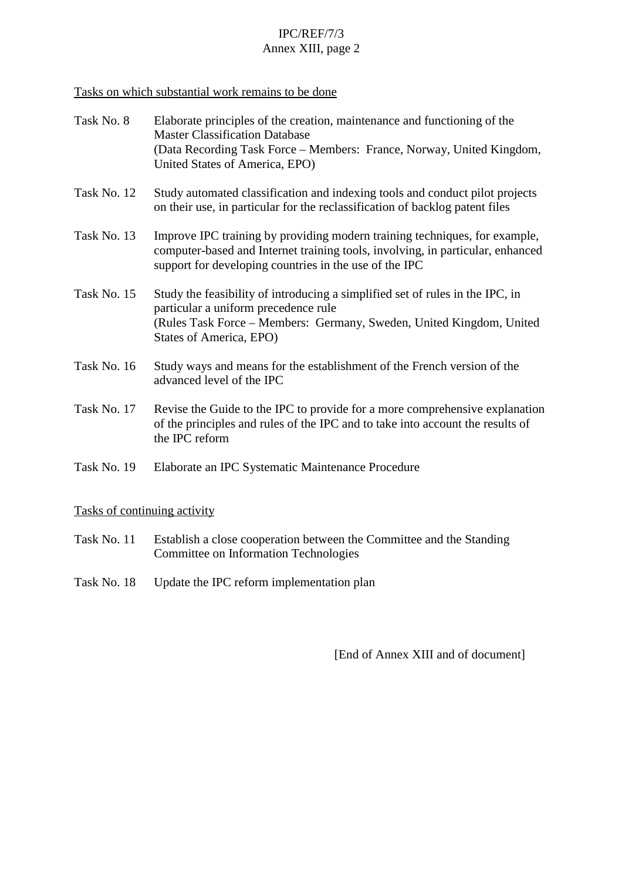<u>Tasks on which substantial work remains to be done</u>

Task No. 8 Elaborate principles of the creation, maintenance and functioning of the Master Classification Database
(Data Recording Task Force – Members: France, Norway, United Kingdom, United States of America, EPO)

Task No. 12 Study automated classification and indexing tools and conduct pilot projects on their use, in particular for the reclassification of backlog patent files

Task No. 13 Improve IPC training by providing modern training techniques, for example, computer-based and Internet training tools, involving, in particular, enhanced support for developing countries in the use of the IPC

Task No. 15 Study the feasibility of introducing a simplified set of rules in the IPC, in particular a uniform precedence rule
(Rules Task Force – Members: Germany, Sweden, United Kingdom, United States of America, EPO)

Task No. 16 Study ways and means for the establishment of the French version of the advanced level of the IPC

Task No. 17 Revise the Guide to the IPC to provide for a more comprehensive explanation of the principles and rules of the IPC and to take into account the results of the IPC reform

Task No. 19 Elaborate an IPC Systematic Maintenance Procedure

<u>Tasks of continuing activity</u>

Task No. 11 Establish a close cooperation between the Committee and the Standing Committee on Information Technologies

Task No. 18 Update the IPC reform implementation plan

[End of Annex XIII and of document]